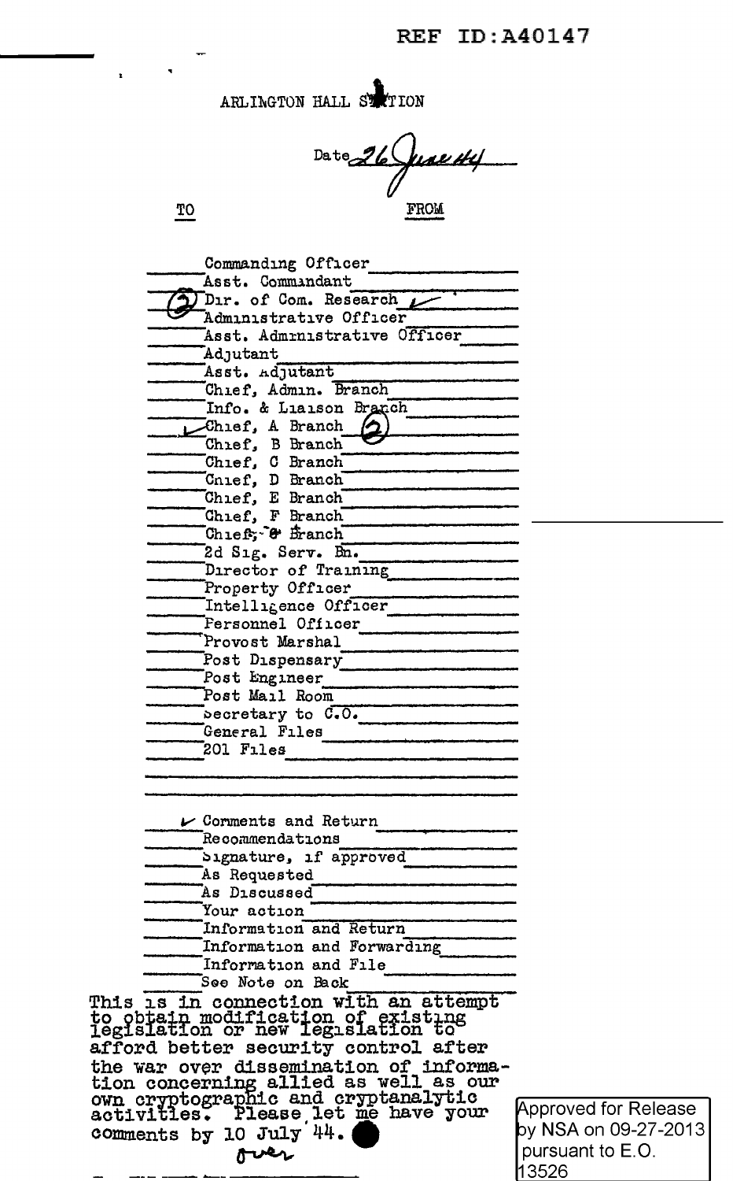REF ID:A40147

ARLINGTON HALL STATION

Date 26 June 44

| TO | | FROM |
|---|---|---|
| | Commanding Officer | |
| | Asst. Commandant | |
| (2) | Dir. of Com. Research | ✓ |
| | Administrative Officer | |
| | Asst. Administrative Officer | |
| | Adjutant | |
| | Asst. Adjutant | |
| | Chief, Admin. Branch | |
| | Info. & Liaison Branch | |
| ✓ | Chief, A Branch (2) | |
| | Chief, B Branch | |
| | Chief, C Branch | |
| | Chief, D Branch | |
| | Chief, E Branch | |
| | Chief, F Branch | |
| | Chief, G Branch | |
| | 2d Sig. Serv. Bn. | |
| | Director of Training | |
| | Property Officer | |
| | Intelligence Officer | |
| | Personnel Officer | |
| | Provost Marshal | |
| | Post Dispensary | |
| | Post Engineer | |
| | Post Mail Room | |
| | Secretary to C.O. | |
| | General Files | |
| | 201 Files | |

| | |
|---|---|
| ✓ | Comments and Return |
| | Recommendations |
| | Signature, if approved |
| | As Requested |
| | As Discussed |
| | Your action |
| | Information and Return |
| | Information and Forwarding |
| | Information and File |
| | See Note on Back |

This is in connection with an attempt to obtain modification of existing legislation or new legislation to afford better security control after the war over dissemination of information concerning allied as well as our own cryptographic and cryptanalytic activities. Please let me have your comments by 10 July 44.

over

Approved for Release by NSA on 09-27-2013 pursuant to E.O. 13526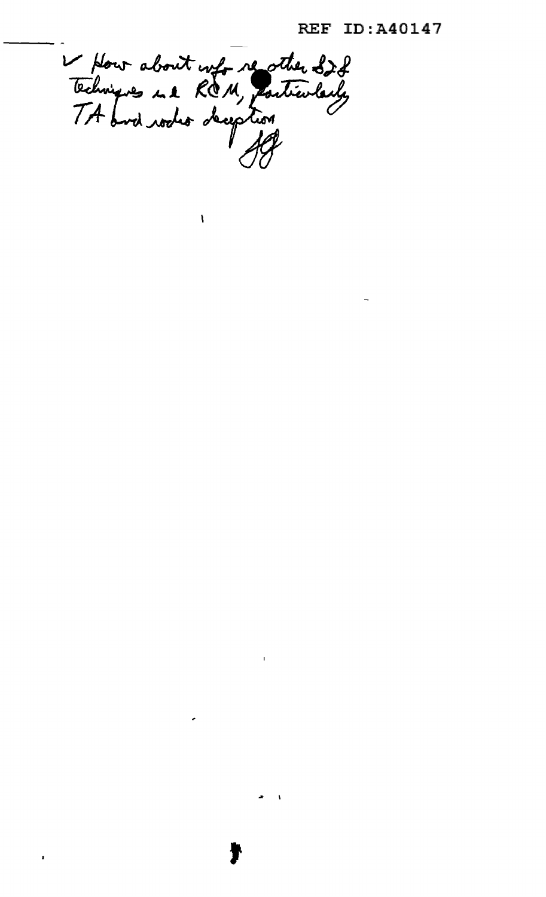REF ID:A40147

✓ How about info re other S&I techniques in RCM, particularly TA and radio deception

JG